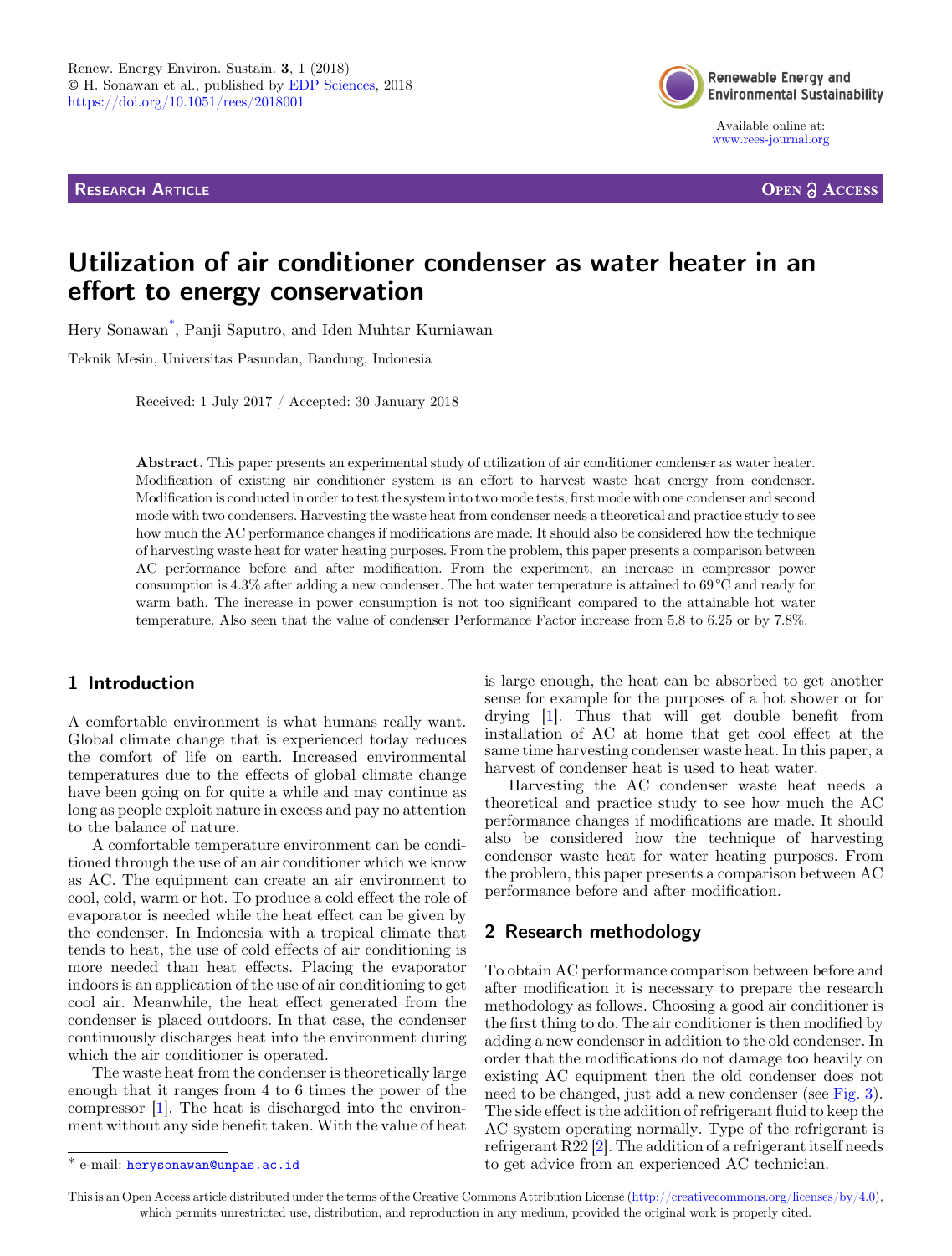Research Article

Open Access

# Utilization of air conditioner condenser as water heater in an effort to energy conservation

Hery Sonawan[*], Panji Saputro, and Iden Muhtar Kurniawan

Teknik Mesin, Universitas Pasundan, Bandung, Indonesia

Received: 1 July 2017 / Accepted: 30 January 2018

**Abstract.** This paper presents an experimental study of utilization of air conditioner condenser as water heater. Modification of existing air conditioner system is an effort to harvest waste heat energy from condenser. Modification is conducted in order to test the system into two mode tests, first mode with one condenser and second mode with two condensers. Harvesting the waste heat from condenser needs a theoretical and practice study to see how much the AC performance changes if modifications are made. It should also be considered how the technique of harvesting waste heat for water heating purposes. From the problem, this paper presents a comparison between AC performance before and after modification. From the experiment, an increase in compressor power consumption is 4.3% after adding a new condenser. The hot water temperature is attained to 69 °C and ready for warm bath. The increase in power consumption is not too significant compared to the attainable hot water temperature. Also seen that the value of condenser Performance Factor increase from 5.8 to 6.25 or by 7.8%.

## 1 Introduction

A comfortable environment is what humans really want. Global climate change that is experienced today reduces the comfort of life on earth. Increased environmental temperatures due to the effects of global climate change have been going on for quite a while and may continue as long as people exploit nature in excess and pay no attention to the balance of nature.

A comfortable temperature environment can be conditioned through the use of an air conditioner which we know as AC. The equipment can create an air environment to cool, cold, warm or hot. To produce a cold effect the role of evaporator is needed while the heat effect can be given by the condenser. In Indonesia with a tropical climate that tends to heat, the use of cold effects of air conditioning is more needed than heat effects. Placing the evaporator indoors is an application of the use of air conditioning to get cool air. Meanwhile, the heat effect generated from the condenser is placed outdoors. In that case, the condenser continuously discharges heat into the environment during which the air conditioner is operated.

The waste heat from the condenser is theoretically large enough that it ranges from 4 to 6 times the power of the compressor [1]. The heat is discharged into the environment without any side benefit taken. With the value of heat is large enough, the heat can be absorbed to get another sense for example for the purposes of a hot shower or for drying [1]. Thus that will get double benefit from installation of AC at home that get cool effect at the same time harvesting condenser waste heat. In this paper, a harvest of condenser heat is used to heat water.

Harvesting the AC condenser waste heat needs a theoretical and practice study to see how much the AC performance changes if modifications are made. It should also be considered how the technique of harvesting condenser waste heat for water heating purposes. From the problem, this paper presents a comparison between AC performance before and after modification.

## 2 Research methodology

To obtain AC performance comparison between before and after modification it is necessary to prepare the research methodology as follows. Choosing a good air conditioner is the first thing to do. The air conditioner is then modified by adding a new condenser in addition to the old condenser. In order that the modifications do not damage too heavily on existing AC equipment then the old condenser does not need to be changed, just add a new condenser (see Fig. 3). The side effect is the addition of refrigerant fluid to keep the AC system operating normally. Type of the refrigerant is refrigerant R22 [2]. The addition of a refrigerant itself needs to get advice from an experienced AC technician.

[*] e-mail: herysonawan@unpas.ac.id

This is an Open Access article distributed under the terms of the Creative Commons Attribution License (http://creativecommons.org/licenses/by/4.0), which permits unrestricted use, distribution, and reproduction in any medium, provided the original work is properly cited.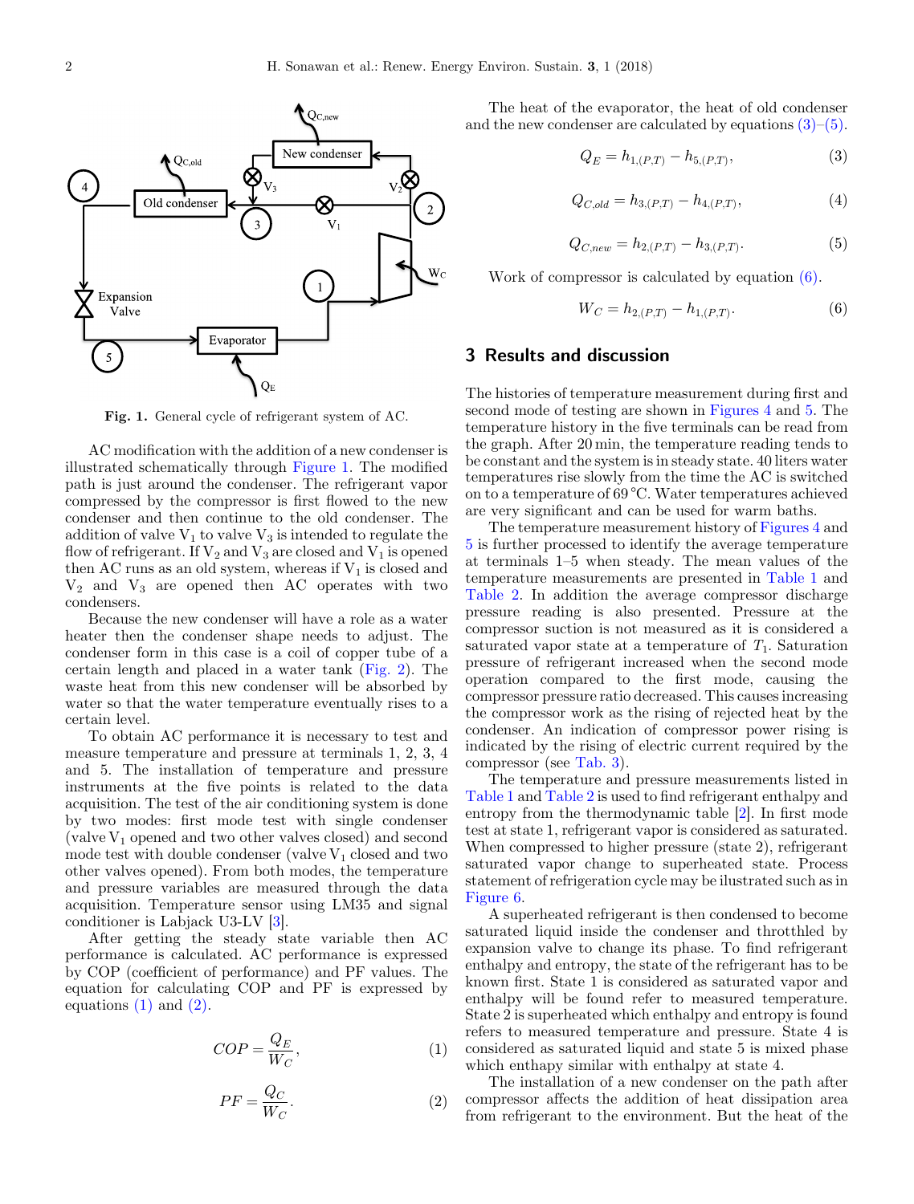Fig. 1. General cycle of refrigerant system of AC.

AC modification with the addition of a new condenser is illustrated schematically through Figure 1. The modified path is just around the condenser. The refrigerant vapor compressed by the compressor is first flowed to the new condenser and then continue to the old condenser. The addition of valve $V_1$ to valve $V_3$ is intended to regulate the flow of refrigerant. If $V_2$ and $V_3$ are closed and $V_1$ is opened then AC runs as an old system, whereas if $V_1$ is closed and $V_2$ and $V_3$ are opened then AC operates with two condensers.

Because the new condenser will have a role as a water heater then the condenser shape needs to adjust. The condenser form in this case is a coil of copper tube of a certain length and placed in a water tank (Fig. 2). The waste heat from this new condenser will be absorbed by water so that the water temperature eventually rises to a certain level.

To obtain AC performance it is necessary to test and measure temperature and pressure at terminals 1, 2, 3, 4 and 5. The installation of temperature and pressure instruments at the five points is related to the data acquisition. The test of the air conditioning system is done by two modes: first mode test with single condenser (valve $V_1$ opened and two other valves closed) and second mode test with double condenser (valve $V_1$ closed and two other valves opened). From both modes, the temperature and pressure variables are measured through the data acquisition. Temperature sensor using LM35 and signal conditioner is Labjack U3-LV [3].

After getting the steady state variable then AC performance is calculated. AC performance is expressed by COP (coefficient of performance) and PF values. The equation for calculating COP and PF is expressed by equations (1) and (2).

$$COP = \frac{Q_E}{W_C}, \quad (1)$$

$$PF = \frac{Q_C}{W_C}. \quad (2)$$

The heat of the evaporator, the heat of old condenser and the new condenser are calculated by equations (3)–(5).

$$Q_E = h_{1,(P,T)} - h_{5,(P,T)}, \quad (3)$$

$$Q_{C,old} = h_{3,(P,T)} - h_{4,(P,T)}, \quad (4)$$

$$Q_{C,new} = h_{2,(P,T)} - h_{3,(P,T)}. \quad (5)$$

Work of compressor is calculated by equation (6).

$$W_C = h_{2,(P,T)} - h_{1,(P,T)}. \quad (6)$$

## 3 Results and discussion

The histories of temperature measurement during first and second mode of testing are shown in Figures 4 and 5. The temperature history in the five terminals can be read from the graph. After 20 min, the temperature reading tends to be constant and the system is in steady state. 40 liters water temperatures rise slowly from the time the AC is switched on to a temperature of 69 °C. Water temperatures achieved are very significant and can be used for warm baths.

The temperature measurement history of Figures 4 and 5 is further processed to identify the average temperature at terminals 1–5 when steady. The mean values of the temperature measurements are presented in Table 1 and Table 2. In addition the average compressor discharge pressure reading is also presented. Pressure at the compressor suction is not measured as it is considered a saturated vapor state at a temperature of $T_1$. Saturation pressure of refrigerant increased when the second mode operation compared to the first mode, causing the compressor pressure ratio decreased. This causes increasing the compressor work as the rising of rejected heat by the condenser. An indication of compressor power rising is indicated by the rising of electric current required by the compressor (see Tab. 3).

The temperature and pressure measurements listed in Table 1 and Table 2 is used to find refrigerant enthalpy and entropy from the thermodynamic table [2]. In first mode test at state 1, refrigerant vapor is considered as saturated. When compressed to higher pressure (state 2), refrigerant saturated vapor change to superheated state. Process statement of refrigeration cycle may be ilustrated such as in Figure 6.

A superheated refrigerant is then condensed to become saturated liquid inside the condenser and throtthled by expansion valve to change its phase. To find refrigerant enthalpy and entropy, the state of the refrigerant has to be known first. State 1 is considered as saturated vapor and enthalpy will be found refer to measured temperature. State 2 is superheated which enthalpy and entropy is found refers to measured temperature and pressure. State 4 is considered as saturated liquid and state 5 is mixed phase which enthapy similar with enthalpy at state 4.

The installation of a new condenser on the path after compressor affects the addition of heat dissipation area from refrigerant to the environment. But the heat of the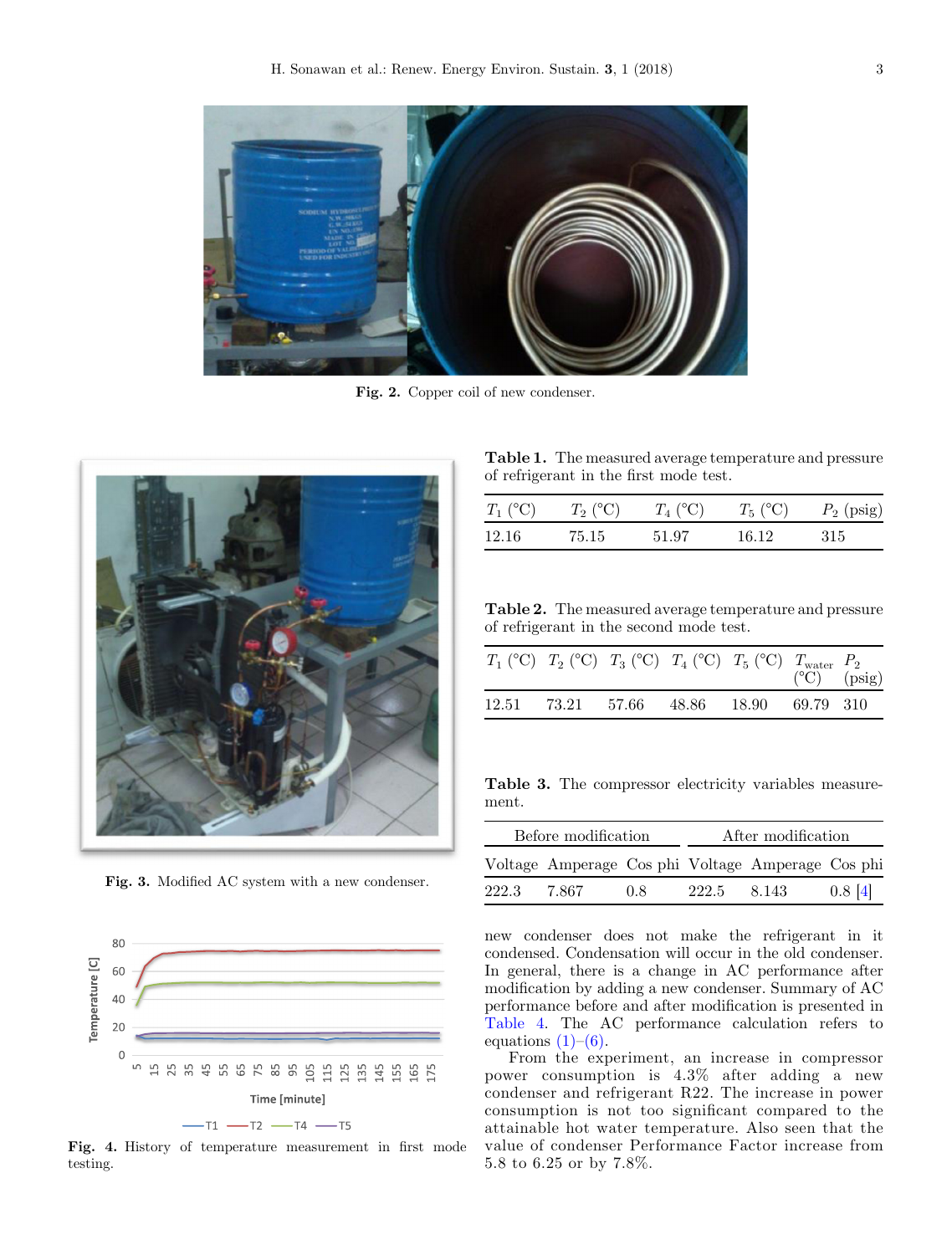Fig. 2. Copper coil of new condenser.

Fig. 3. Modified AC system with a new condenser.

Fig. 4. History of temperature measurement in first mode testing.

**Table 1.** The measured average temperature and pressure of refrigerant in the first mode test.

| $T_1$ (°C) | $T_2$ (°C) | $T_4$ (°C) | $T_5$ (°C) | $P_2$ (psig) |
|---|---|---|---|---|
| 12.16 | 75.15 | 51.97 | 16.12 | 315 |

**Table 2.** The measured average temperature and pressure of refrigerant in the second mode test.

| $T_1$ (°C) | $T_2$ (°C) | $T_3$ (°C) | $T_4$ (°C) | $T_5$ (°C) | $T_{water}$ (°C) | $P_2$ (psig) |
|---|---|---|---|---|---|---|
| 12.51 | 73.21 | 57.66 | 48.86 | 18.90 | 69.79 | 310 |

**Table 3.** The compressor electricity variables measurement.

| Before modification | | | After modification | | |
|---|---|---|---|---|---|
| Voltage | Amperage | Cos phi | Voltage | Amperage | Cos phi |
| 222.3 | 7.867 | 0.8 | 222.5 | 8.143 | 0.8 [4] |

new condenser does not make the refrigerant in it condensed. Condensation will occur in the old condenser. In general, there is a change in AC performance after modification by adding a new condenser. Summary of AC performance before and after modification is presented in Table 4. The AC performance calculation refers to equations (1)–(6).

From the experiment, an increase in compressor power consumption is 4.3% after adding a new condenser and refrigerant R22. The increase in power consumption is not too significant compared to the attainable hot water temperature. Also seen that the value of condenser Performance Factor increase from 5.8 to 6.25 or by 7.8%.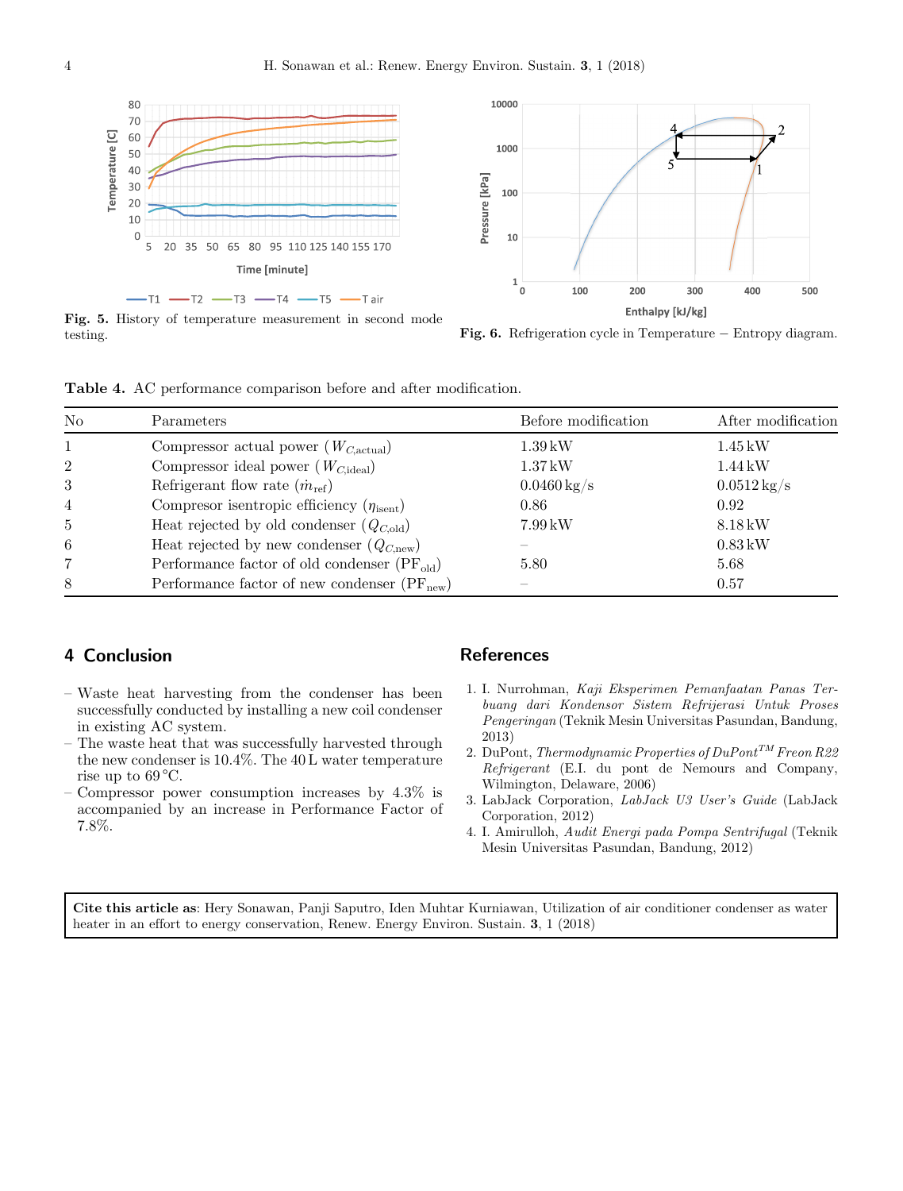80
70
60
50
40
30
20
10
0
Temperature [C]
5 20 35 50 65 80 95 110 125 140 155 170
Time [minute]
T1 T2 T3 T4 T5 T air

**Fig. 5.** History of temperature measurement in second mode testing.

10000
1000
100
10
1
Pressure [kPa]
0 100 200 300 400 500
Enthalpy [kJ/kg]
4 2 5 1

**Fig. 6.** Refrigeration cycle in Temperature − Entropy diagram.

**Table 4.** AC performance comparison before and after modification.

| No | Parameters | Before modification | After modification |
|---|---|---|---|
| 1 | Compressor actual power ($W_{C,\text{actual}}$) | 1.39 kW | 1.45 kW |
| 2 | Compressor ideal power ($W_{C,\text{ideal}}$) | 1.37 kW | 1.44 kW |
| 3 | Refrigerant flow rate ($\dot{m}_{\text{ref}}$) | 0.0460 kg/s | 0.0512 kg/s |
| 4 | Compresor isentropic efficiency ($\eta_{\text{isent}}$) | 0.86 | 0.92 |
| 5 | Heat rejected by old condenser ($Q_{C,\text{old}}$) | 7.99 kW | 8.18 kW |
| 6 | Heat rejected by new condenser ($Q_{C,\text{new}}$) | – | 0.83 kW |
| 7 | Performance factor of old condenser ($\text{PF}_{\text{old}}$) | 5.80 | 5.68 |
| 8 | Performance factor of new condenser ($\text{PF}_{\text{new}}$) | – | 0.57 |

## 4 Conclusion

- Waste heat harvesting from the condenser has been successfully conducted by installing a new coil condenser in existing AC system.
- The waste heat that was successfully harvested through the new condenser is 10.4%. The 40 L water temperature rise up to 69 °C.
- Compressor power consumption increases by 4.3% is accompanied by an increase in Performance Factor of 7.8%.

## References

1. I. Nurrohman, *Kaji Eksperimen Pemanfaatan Panas Terbuang dari Kondensor Sistem Refrijerasi Untuk Proses Pengeringan* (Teknik Mesin Universitas Pasundan, Bandung, 2013)
2. DuPont, *Thermodynamic Properties of DuPont$^{TM}$ Freon R22 Refrigerant* (E.I. du pont de Nemours and Company, Wilmington, Delaware, 2006)
3. LabJack Corporation, *LabJack U3 User's Guide* (LabJack Corporation, 2012)
4. I. Amirulloh, *Audit Energi pada Pompa Sentrifugal* (Teknik Mesin Universitas Pasundan, Bandung, 2012)

**Cite this article as**: Hery Sonawan, Panji Saputro, Iden Muhtar Kurniawan, Utilization of air conditioner condenser as water heater in an effort to energy conservation, Renew. Energy Environ. Sustain. **3**, 1 (2018)